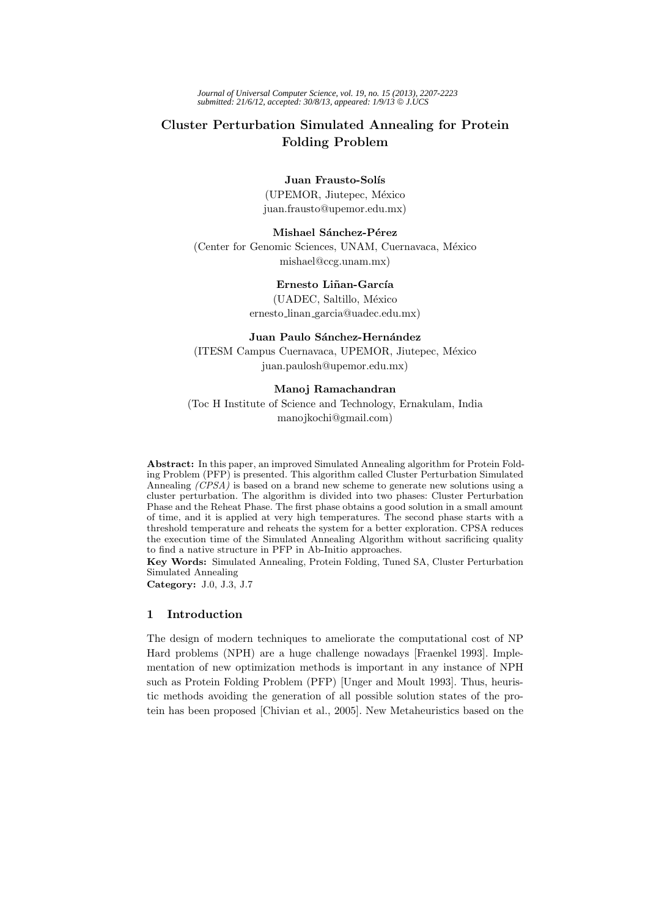# Cluster Perturbation Simulated Annealing for Protein Folding Problem

**Juan Frausto-Solís**
(UPEMOR, Jiutepec, México
juan.frausto@upemor.edu.mx)

**Mishael Sánchez-Pérez**
(Center for Genomic Sciences, UNAM, Cuernavaca, México
mishael@ccg.unam.mx)

**Ernesto Liñan-García**
(UADEC, Saltillo, México
ernesto_linan_garcia@uadec.edu.mx)

**Juan Paulo Sánchez-Hernández**
(ITESM Campus Cuernavaca, UPEMOR, Jiutepec, México
juan.paulosh@upemor.edu.mx)

**Manoj Ramachandran**
(Toc H Institute of Science and Technology, Ernakulam, India
manojkochi@gmail.com)

**Abstract:** In this paper, an improved Simulated Annealing algorithm for Protein Folding Problem (PFP) is presented. This algorithm called Cluster Perturbation Simulated Annealing *(CPSA)* is based on a brand new scheme to generate new solutions using a cluster perturbation. The algorithm is divided into two phases: Cluster Perturbation Phase and the Reheat Phase. The first phase obtains a good solution in a small amount of time, and it is applied at very high temperatures. The second phase starts with a threshold temperature and reheats the system for a better exploration. CPSA reduces the execution time of the Simulated Annealing Algorithm without sacrificing quality to find a native structure in PFP in Ab-Initio approaches.

**Key Words:** Simulated Annealing, Protein Folding, Tuned SA, Cluster Perturbation Simulated Annealing

**Category:** J.0, J.3, J.7

## 1 Introduction

The design of modern techniques to ameliorate the computational cost of NP Hard problems (NPH) are a huge challenge nowadays [Fraenkel 1993]. Implementation of new optimization methods is important in any instance of NPH such as Protein Folding Problem (PFP) [Unger and Moult 1993]. Thus, heuristic methods avoiding the generation of all possible solution states of the protein has been proposed [Chivian et al., 2005]. New Metaheuristics based on the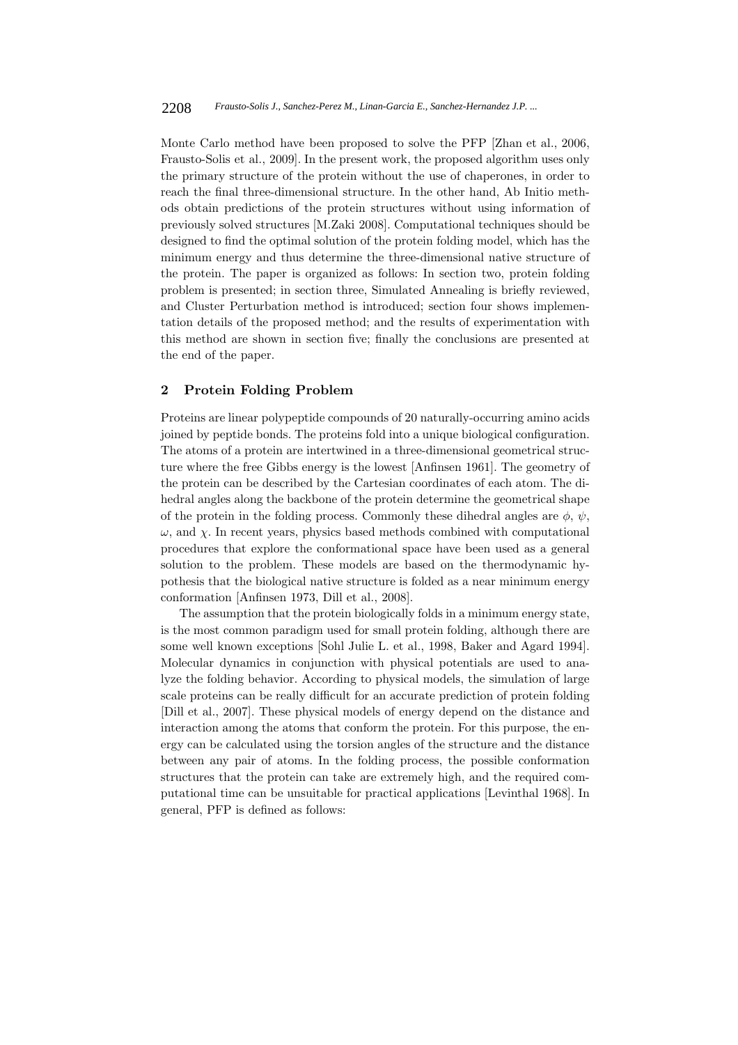Monte Carlo method have been proposed to solve the PFP [Zhan et al., 2006, Frausto-Solis et al., 2009]. In the present work, the proposed algorithm uses only the primary structure of the protein without the use of chaperones, in order to reach the final three-dimensional structure. In the other hand, Ab Initio methods obtain predictions of the protein structures without using information of previously solved structures [M.Zaki 2008]. Computational techniques should be designed to find the optimal solution of the protein folding model, which has the minimum energy and thus determine the three-dimensional native structure of the protein. The paper is organized as follows: In section two, protein folding problem is presented; in section three, Simulated Annealing is briefly reviewed, and Cluster Perturbation method is introduced; section four shows implementation details of the proposed method; and the results of experimentation with this method are shown in section five; finally the conclusions are presented at the end of the paper.

## 2 Protein Folding Problem

Proteins are linear polypeptide compounds of 20 naturally-occurring amino acids joined by peptide bonds. The proteins fold into a unique biological configuration. The atoms of a protein are intertwined in a three-dimensional geometrical structure where the free Gibbs energy is the lowest [Anfinsen 1961]. The geometry of the protein can be described by the Cartesian coordinates of each atom. The dihedral angles along the backbone of the protein determine the geometrical shape of the protein in the folding process. Commonly these dihedral angles are $\phi$, $\psi$, $\omega$, and $\chi$. In recent years, physics based methods combined with computational procedures that explore the conformational space have been used as a general solution to the problem. These models are based on the thermodynamic hypothesis that the biological native structure is folded as a near minimum energy conformation [Anfinsen 1973, Dill et al., 2008].

The assumption that the protein biologically folds in a minimum energy state, is the most common paradigm used for small protein folding, although there are some well known exceptions [Sohl Julie L. et al., 1998, Baker and Agard 1994]. Molecular dynamics in conjunction with physical potentials are used to analyze the folding behavior. According to physical models, the simulation of large scale proteins can be really difficult for an accurate prediction of protein folding [Dill et al., 2007]. These physical models of energy depend on the distance and interaction among the atoms that conform the protein. For this purpose, the energy can be calculated using the torsion angles of the structure and the distance between any pair of atoms. In the folding process, the possible conformation structures that the protein can take are extremely high, and the required computational time can be unsuitable for practical applications [Levinthal 1968]. In general, PFP is defined as follows: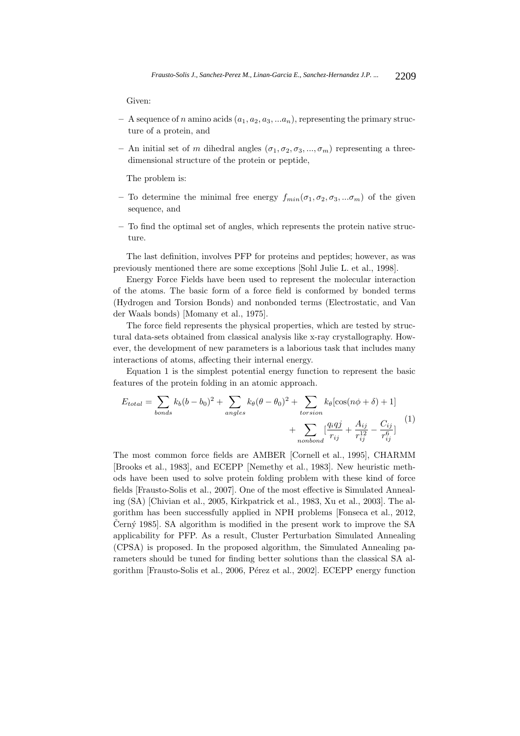Given:

– A sequence of $n$ amino acids $(a_1, a_2, a_3, ...a_n)$, representing the primary structure of a protein, and

– An initial set of $m$ dihedral angles $(\sigma_1, \sigma_2, \sigma_3, ..., \sigma_m)$ representing a three-dimensional structure of the protein or peptide,

The problem is:

– To determine the minimal free energy $f_{min}(\sigma_1, \sigma_2, \sigma_3, ...\sigma_m)$ of the given sequence, and

– To find the optimal set of angles, which represents the protein native structure.

The last definition, involves PFP for proteins and peptides; however, as was previously mentioned there are some exceptions [Sohl Julie L. et al., 1998].

Energy Force Fields have been used to represent the molecular interaction of the atoms. The basic form of a force field is conformed by bonded terms (Hydrogen and Torsion Bonds) and nonbonded terms (Electrostatic, and Van der Waals bonds) [Momany et al., 1975].

The force field represents the physical properties, which are tested by structural data-sets obtained from classical analysis like x-ray crystallography. However, the development of new parameters is a laborious task that includes many interactions of atoms, affecting their internal energy.

Equation 1 is the simplest potential energy function to represent the basic features of the protein folding in an atomic approach.

$$E_{total} = \sum_{bonds} k_b(b - b_0)^2 + \sum_{angles} k_\theta(\theta - \theta_0)^2 + \sum_{torsion} k_\theta[\cos(n\phi + \delta) + 1] + \sum_{nonbond} [\frac{q_i qj}{r_{ij}} + \frac{A_{ij}}{r_{ij}^{12}} - \frac{C_{ij}}{r_{ij}^{6}}] \quad (1)$$

The most common force fields are AMBER [Cornell et al., 1995], CHARMM [Brooks et al., 1983], and ECEPP [Nemethy et al., 1983]. New heuristic methods have been used to solve protein folding problem with these kind of force fields [Frausto-Solis et al., 2007]. One of the most effective is Simulated Annealing (SA) [Chivian et al., 2005, Kirkpatrick et al., 1983, Xu et al., 2003]. The algorithm has been successfully applied in NPH problems [Fonseca et al., 2012, Černý 1985]. SA algorithm is modified in the present work to improve the SA applicability for PFP. As a result, Cluster Perturbation Simulated Annealing (CPSA) is proposed. In the proposed algorithm, the Simulated Annealing parameters should be tuned for finding better solutions than the classical SA algorithm [Frausto-Solis et al., 2006, Pérez et al., 2002]. ECEPP energy function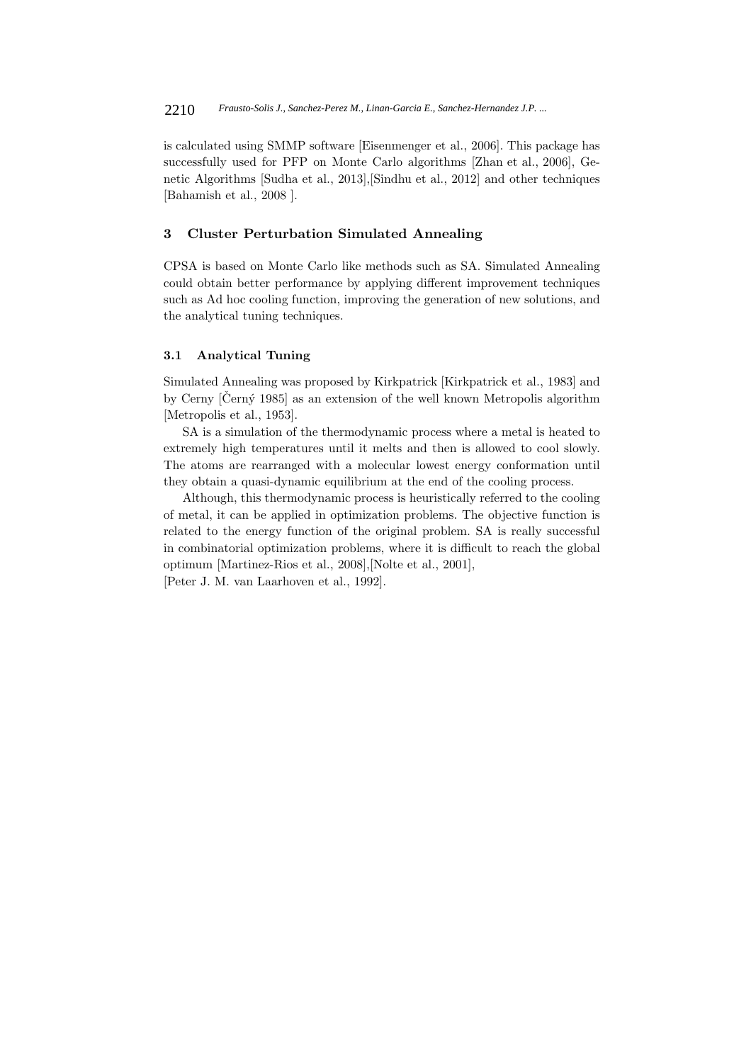is calculated using SMMP software [Eisenmenger et al., 2006]. This package has successfully used for PFP on Monte Carlo algorithms [Zhan et al., 2006], Genetic Algorithms [Sudha et al., 2013],[Sindhu et al., 2012] and other techniques [Bahamish et al., 2008 ].

## 3 Cluster Perturbation Simulated Annealing

CPSA is based on Monte Carlo like methods such as SA. Simulated Annealing could obtain better performance by applying different improvement techniques such as Ad hoc cooling function, improving the generation of new solutions, and the analytical tuning techniques.

### 3.1 Analytical Tuning

Simulated Annealing was proposed by Kirkpatrick [Kirkpatrick et al., 1983] and by Cerny [Černý 1985] as an extension of the well known Metropolis algorithm [Metropolis et al., 1953].

SA is a simulation of the thermodynamic process where a metal is heated to extremely high temperatures until it melts and then is allowed to cool slowly. The atoms are rearranged with a molecular lowest energy conformation until they obtain a quasi-dynamic equilibrium at the end of the cooling process.

Although, this thermodynamic process is heuristically referred to the cooling of metal, it can be applied in optimization problems. The objective function is related to the energy function of the original problem. SA is really successful in combinatorial optimization problems, where it is difficult to reach the global optimum [Martinez-Rios et al., 2008],[Nolte et al., 2001], [Peter J. M. van Laarhoven et al., 1992].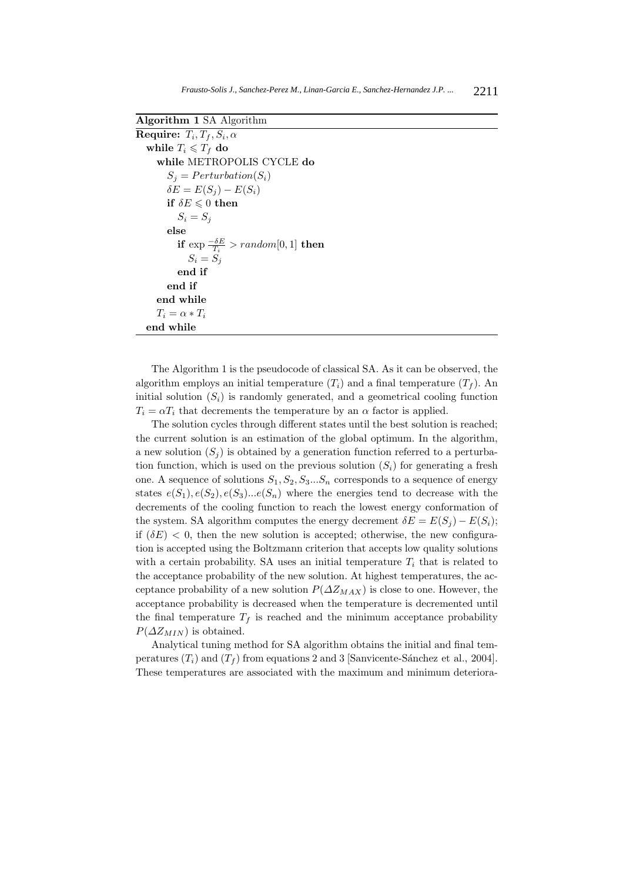**Algorithm 1** SA Algorithm

```
Require: T_i, T_f, S_i, α
  while T_i ⩽ T_f do
    while METROPOLIS CYCLE do
      S_j = Perturbation(S_i)
      δE = E(S_j) − E(S_i)
      if δE ⩽ 0 then
        S_i = S_j
      else
        if exp(−δE / T_i) > random[0, 1] then
          S_i = S_j
        end if
      end if
    end while
    T_i = α ∗ T_i
  end while
```

The Algorithm 1 is the pseudocode of classical SA. As it can be observed, the algorithm employs an initial temperature ($T_i$) and a final temperature ($T_f$). An initial solution ($S_i$) is randomly generated, and a geometrical cooling function $T_i = \alpha T_i$ that decrements the temperature by an $\alpha$ factor is applied.

The solution cycles through different states until the best solution is reached; the current solution is an estimation of the global optimum. In the algorithm, a new solution ($S_j$) is obtained by a generation function referred to a perturbation function, which is used on the previous solution ($S_i$) for generating a fresh one. A sequence of solutions $S_1, S_2, S_3 ... S_n$ corresponds to a sequence of energy states $e(S_1), e(S_2), e(S_3) ... e(S_n)$ where the energies tend to decrease with the decrements of the cooling function to reach the lowest energy conformation of the system. SA algorithm computes the energy decrement $\delta E = E(S_j) - E(S_i)$; if $(\delta E) < 0$, then the new solution is accepted; otherwise, the new configuration is accepted using the Boltzmann criterion that accepts low quality solutions with a certain probability. SA uses an initial temperature $T_i$ that is related to the acceptance probability of the new solution. At highest temperatures, the acceptance probability of a new solution $P(\Delta Z_{MAX})$ is close to one. However, the acceptance probability is decreased when the temperature is decremented until the final temperature $T_f$ is reached and the minimum acceptance probability $P(\Delta Z_{MIN})$ is obtained.

Analytical tuning method for SA algorithm obtains the initial and final temperatures ($T_i$) and ($T_f$) from equations 2 and 3 [Sanvicente-Sánchez et al., 2004]. These temperatures are associated with the maximum and minimum deteriora-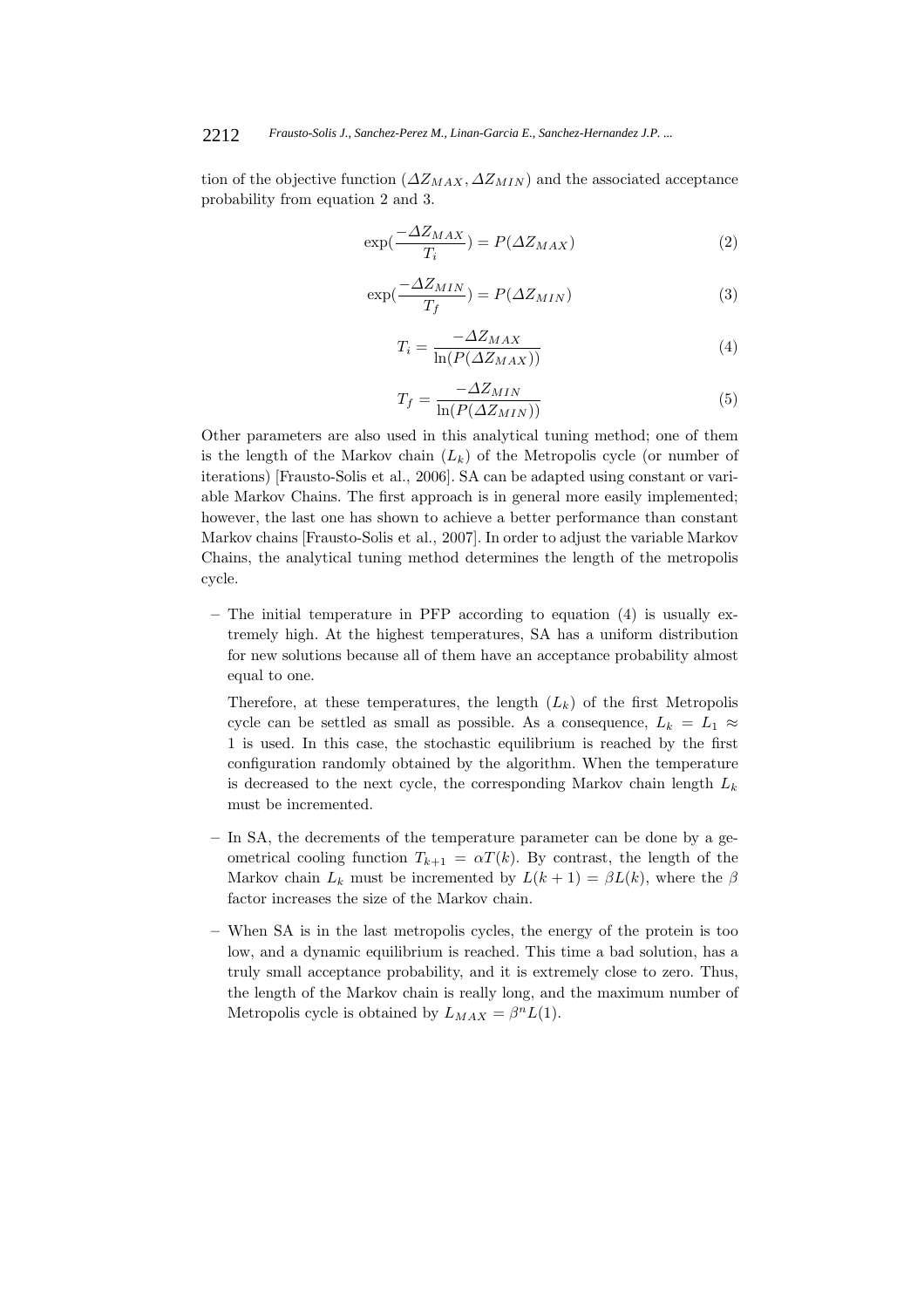tion of the objective function ($\Delta Z_{MAX}, \Delta Z_{MIN}$) and the associated acceptance probability from equation 2 and 3.

$$\exp(\frac{-\Delta Z_{MAX}}{T_i}) = P(\Delta Z_{MAX}) \tag{2}$$

$$\exp(\frac{-\Delta Z_{MIN}}{T_f}) = P(\Delta Z_{MIN}) \tag{3}$$

$$T_i = \frac{-\Delta Z_{MAX}}{\ln(P(\Delta Z_{MAX}))} \tag{4}$$

$$T_f = \frac{-\Delta Z_{MIN}}{\ln(P(\Delta Z_{MIN}))} \tag{5}$$

Other parameters are also used in this analytical tuning method; one of them is the length of the Markov chain ($L_k$) of the Metropolis cycle (or number of iterations) [Frausto-Solis et al., 2006]. SA can be adapted using constant or variable Markov Chains. The first approach is in general more easily implemented; however, the last one has shown to achieve a better performance than constant Markov chains [Frausto-Solis et al., 2007]. In order to adjust the variable Markov Chains, the analytical tuning method determines the length of the metropolis cycle.

– The initial temperature in PFP according to equation (4) is usually extremely high. At the highest temperatures, SA has a uniform distribution for new solutions because all of them have an acceptance probability almost equal to one.

  Therefore, at these temperatures, the length ($L_k$) of the first Metropolis cycle can be settled as small as possible. As a consequence, $L_k = L_1 \approx 1$ is used. In this case, the stochastic equilibrium is reached by the first configuration randomly obtained by the algorithm. When the temperature is decreased to the next cycle, the corresponding Markov chain length $L_k$ must be incremented.

– In SA, the decrements of the temperature parameter can be done by a geometrical cooling function $T_{k+1} = \alpha T(k)$. By contrast, the length of the Markov chain $L_k$ must be incremented by $L(k+1) = \beta L(k)$, where the $\beta$ factor increases the size of the Markov chain.

– When SA is in the last metropolis cycles, the energy of the protein is too low, and a dynamic equilibrium is reached. This time a bad solution, has a truly small acceptance probability, and it is extremely close to zero. Thus, the length of the Markov chain is really long, and the maximum number of Metropolis cycle is obtained by $L_{MAX} = \beta^n L(1)$.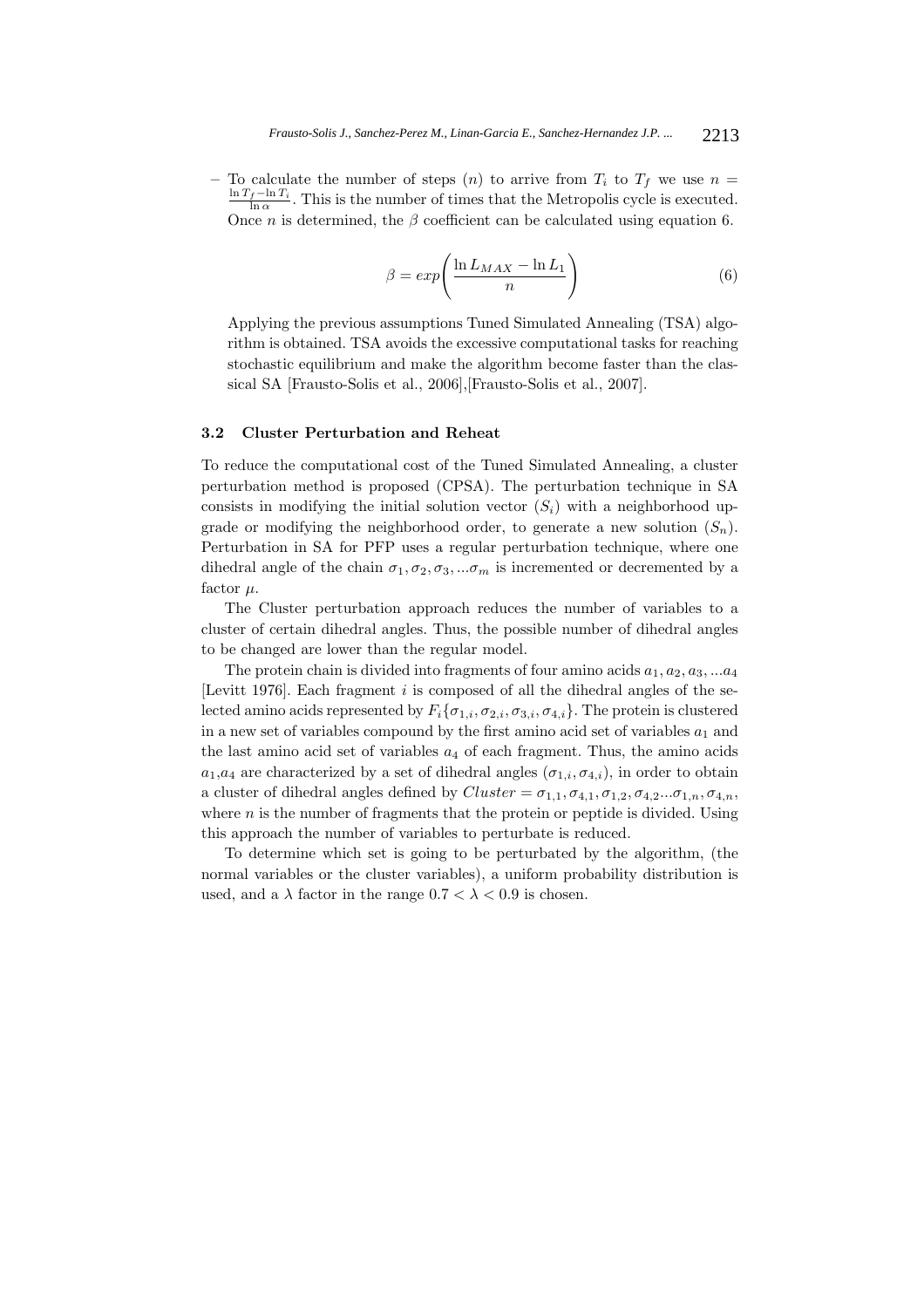- To calculate the number of steps ($n$) to arrive from $T_i$ to $T_f$ we use $n = \frac{\ln T_f - \ln T_i}{\ln \alpha}$. This is the number of times that the Metropolis cycle is executed. Once $n$ is determined, the $\beta$ coefficient can be calculated using equation 6.

$$\beta = exp\left(\frac{\ln L_{MAX} - \ln L_1}{n}\right) \tag{6}$$

Applying the previous assumptions Tuned Simulated Annealing (TSA) algorithm is obtained. TSA avoids the excessive computational tasks for reaching stochastic equilibrium and make the algorithm become faster than the classical SA [Frausto-Solis et al., 2006],[Frausto-Solis et al., 2007].

### 3.2 Cluster Perturbation and Reheat

To reduce the computational cost of the Tuned Simulated Annealing, a cluster perturbation method is proposed (CPSA). The perturbation technique in SA consists in modifying the initial solution vector ($S_i$) with a neighborhood upgrade or modifying the neighborhood order, to generate a new solution ($S_n$). Perturbation in SA for PFP uses a regular perturbation technique, where one dihedral angle of the chain $\sigma_1, \sigma_2, \sigma_3, ...\sigma_m$ is incremented or decremented by a factor $\mu$.

The Cluster perturbation approach reduces the number of variables to a cluster of certain dihedral angles. Thus, the possible number of dihedral angles to be changed are lower than the regular model.

The protein chain is divided into fragments of four amino acids $a_1, a_2, a_3, ...a_4$ [Levitt 1976]. Each fragment $i$ is composed of all the dihedral angles of the selected amino acids represented by $F_i\{\sigma_{1,i}, \sigma_{2,i}, \sigma_{3,i}, \sigma_{4,i}\}$. The protein is clustered in a new set of variables compound by the first amino acid set of variables $a_1$ and the last amino acid set of variables $a_4$ of each fragment. Thus, the amino acids $a_1$,$a_4$ are characterized by a set of dihedral angles $(\sigma_{1,i}, \sigma_{4,i})$, in order to obtain a cluster of dihedral angles defined by $Cluster = \sigma_{1,1}, \sigma_{4,1}, \sigma_{1,2}, \sigma_{4,2}...\sigma_{1,n}, \sigma_{4,n}$, where $n$ is the number of fragments that the protein or peptide is divided. Using this approach the number of variables to perturbate is reduced.

To determine which set is going to be perturbated by the algorithm, (the normal variables or the cluster variables), a uniform probability distribution is used, and a $\lambda$ factor in the range $0.7 < \lambda < 0.9$ is chosen.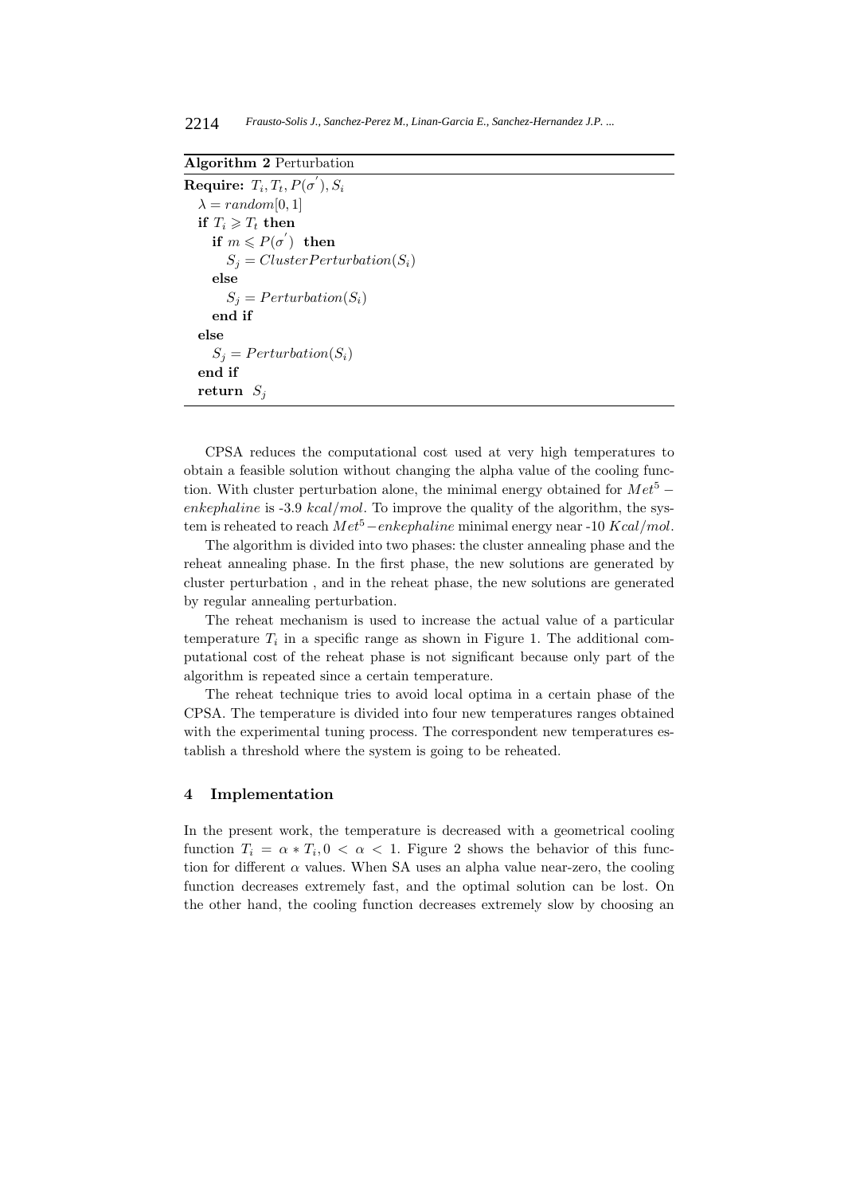**Algorithm 2** Perturbation

```
Require: T_i, T_t, P(σ'), S_i
  λ = random[0, 1]
  if T_i ⩾ T_t then
    if m ⩽ P(σ') then
      S_j = ClusterPerturbation(S_i)
    else
      S_j = Perturbation(S_i)
    end if
  else
    S_j = Perturbation(S_i)
  end if
  return S_j
```

CPSA reduces the computational cost used at very high temperatures to obtain a feasible solution without changing the alpha value of the cooling function. With cluster perturbation alone, the minimal energy obtained for $Met^5-enkephaline$ is -3.9 $kcal/mol$. To improve the quality of the algorithm, the system is reheated to reach $Met^5-enkephaline$ minimal energy near -10 $Kcal/mol$.

The algorithm is divided into two phases: the cluster annealing phase and the reheat annealing phase. In the first phase, the new solutions are generated by cluster perturbation , and in the reheat phase, the new solutions are generated by regular annealing perturbation.

The reheat mechanism is used to increase the actual value of a particular temperature $T_i$ in a specific range as shown in Figure 1. The additional computational cost of the reheat phase is not significant because only part of the algorithm is repeated since a certain temperature.

The reheat technique tries to avoid local optima in a certain phase of the CPSA. The temperature is divided into four new temperatures ranges obtained with the experimental tuning process. The correspondent new temperatures establish a threshold where the system is going to be reheated.

## 4 Implementation

In the present work, the temperature is decreased with a geometrical cooling function $T_i = \alpha * T_i, 0 < \alpha < 1$. Figure 2 shows the behavior of this function for different $\alpha$ values. When SA uses an alpha value near-zero, the cooling function decreases extremely fast, and the optimal solution can be lost. On the other hand, the cooling function decreases extremely slow by choosing an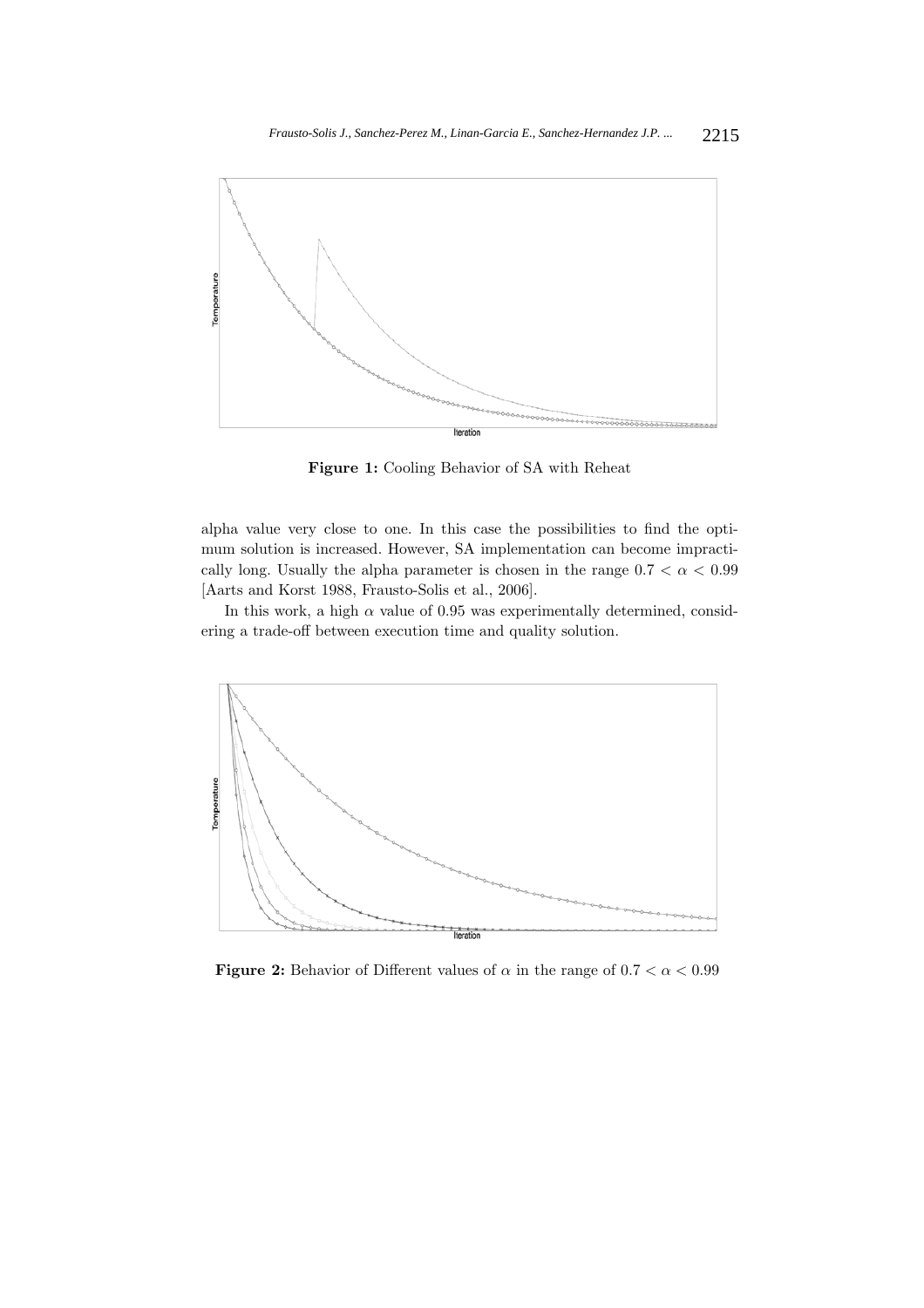Figure 1: Cooling Behavior of SA with Reheat

alpha value very close to one. In this case the possibilities to find the optimum solution is increased. However, SA implementation can become impractically long. Usually the alpha parameter is chosen in the range $0.7 < \alpha < 0.99$ [Aarts and Korst 1988, Frausto-Solis et al., 2006].

In this work, a high $\alpha$ value of 0.95 was experimentally determined, considering a trade-off between execution time and quality solution.

Figure 2: Behavior of Different values of $\alpha$ in the range of $0.7 < \alpha < 0.99$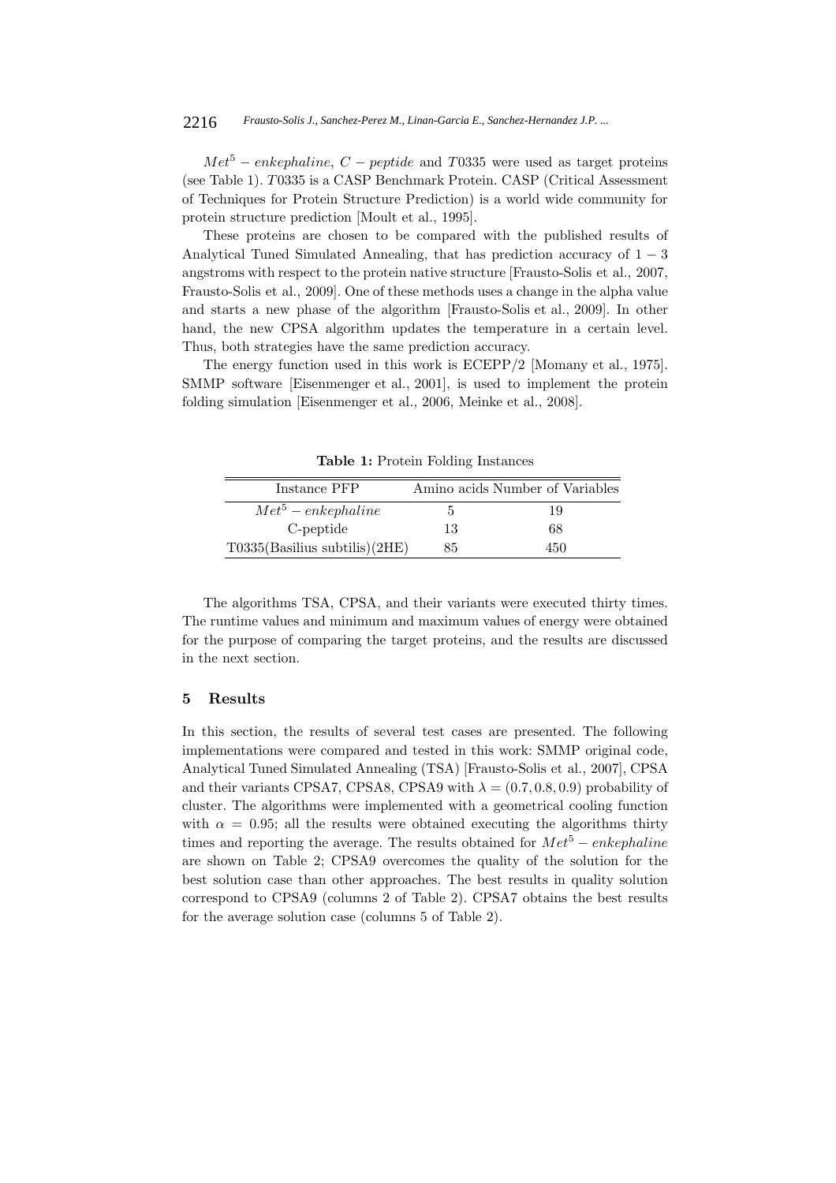$Met^5 - enkephaline$, $C - peptide$ and $T0335$ were used as target proteins (see Table 1). $T0335$ is a CASP Benchmark Protein. CASP (Critical Assessment of Techniques for Protein Structure Prediction) is a world wide community for protein structure prediction [Moult et al., 1995].

These proteins are chosen to be compared with the published results of Analytical Tuned Simulated Annealing, that has prediction accuracy of $1 - 3$ angstroms with respect to the protein native structure [Frausto-Solis et al., 2007, Frausto-Solis et al., 2009]. One of these methods uses a change in the alpha value and starts a new phase of the algorithm [Frausto-Solis et al., 2009]. In other hand, the new CPSA algorithm updates the temperature in a certain level. Thus, both strategies have the same prediction accuracy.

The energy function used in this work is ECEPP/2 [Momany et al., 1975]. SMMP software [Eisenmenger et al., 2001], is used to implement the protein folding simulation [Eisenmenger et al., 2006, Meinke et al., 2008].

**Table 1:** Protein Folding Instances

| Instance PFP | Amino acids | Number of Variables |
|---|---|---|
| $Met^5 - enkephaline$ | 5 | 19 |
| C-peptide | 13 | 68 |
| T0335(Basilius subtilis)(2HE) | 85 | 450 |

The algorithms TSA, CPSA, and their variants were executed thirty times. The runtime values and minimum and maximum values of energy were obtained for the purpose of comparing the target proteins, and the results are discussed in the next section.

## 5 Results

In this section, the results of several test cases are presented. The following implementations were compared and tested in this work: SMMP original code, Analytical Tuned Simulated Annealing (TSA) [Frausto-Solis et al., 2007], CPSA and their variants CPSA7, CPSA8, CPSA9 with $\lambda = (0.7, 0.8, 0.9)$ probability of cluster. The algorithms were implemented with a geometrical cooling function with $\alpha = 0.95$; all the results were obtained executing the algorithms thirty times and reporting the average. The results obtained for $Met^5 - enkephaline$ are shown on Table 2; CPSA9 overcomes the quality of the solution for the best solution case than other approaches. The best results in quality solution correspond to CPSA9 (columns 2 of Table 2). CPSA7 obtains the best results for the average solution case (columns 5 of Table 2).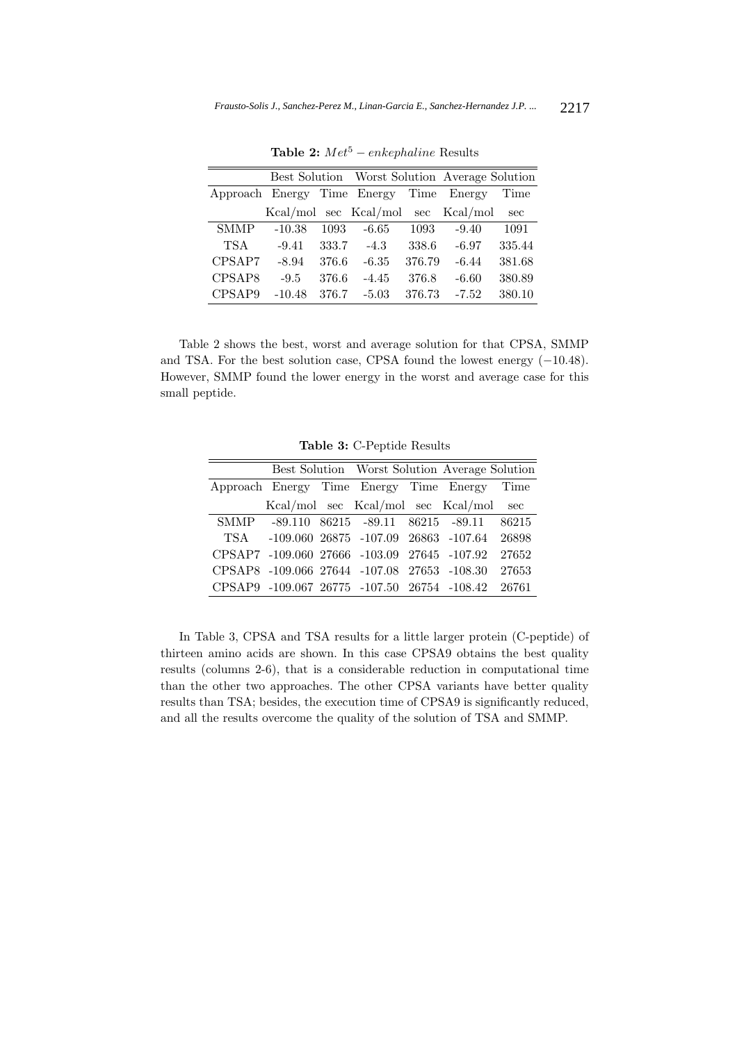**Table 2:** $Met^5 - enkephaline$ Results

| | Best Solution | | Worst Solution | | Average Solution | |
|---|---|---|---|---|---|---|
| Approach | Energy | Time | Energy | Time | Energy | Time |
| | Kcal/mol | sec | Kcal/mol | sec | Kcal/mol | sec |
| SMMP | -10.38 | 1093 | -6.65 | 1093 | -9.40 | 1091 |
| TSA | -9.41 | 333.7 | -4.3 | 338.6 | -6.97 | 335.44 |
| CPSAP7 | -8.94 | 376.6 | -6.35 | 376.79 | -6.44 | 381.68 |
| CPSAP8 | -9.5 | 376.6 | -4.45 | 376.8 | -6.60 | 380.89 |
| CPSAP9 | -10.48 | 376.7 | -5.03 | 376.73 | -7.52 | 380.10 |

Table 2 shows the best, worst and average solution for that CPSA, SMMP and TSA. For the best solution case, CPSA found the lowest energy ($-10.48$). However, SMMP found the lower energy in the worst and average case for this small peptide.

**Table 3:** C-Peptide Results

| | Best Solution | | Worst Solution | | Average Solution | |
|---|---|---|---|---|---|---|
| Approach | Energy | Time | Energy | Time | Energy | Time |
| | Kcal/mol | sec | Kcal/mol | sec | Kcal/mol | sec |
| SMMP | -89.110 | 86215 | -89.11 | 86215 | -89.11 | 86215 |
| TSA | -109.060 | 26875 | -107.09 | 26863 | -107.64 | 26898 |
| CPSAP7 | -109.060 | 27666 | -103.09 | 27645 | -107.92 | 27652 |
| CPSAP8 | -109.066 | 27644 | -107.08 | 27653 | -108.30 | 27653 |
| CPSAP9 | -109.067 | 26775 | -107.50 | 26754 | -108.42 | 26761 |

In Table 3, CPSA and TSA results for a little larger protein (C-peptide) of thirteen amino acids are shown. In this case CPSA9 obtains the best quality results (columns 2-6), that is a considerable reduction in computational time than the other two approaches. The other CPSA variants have better quality results than TSA; besides, the execution time of CPSA9 is significantly reduced, and all the results overcome the quality of the solution of TSA and SMMP.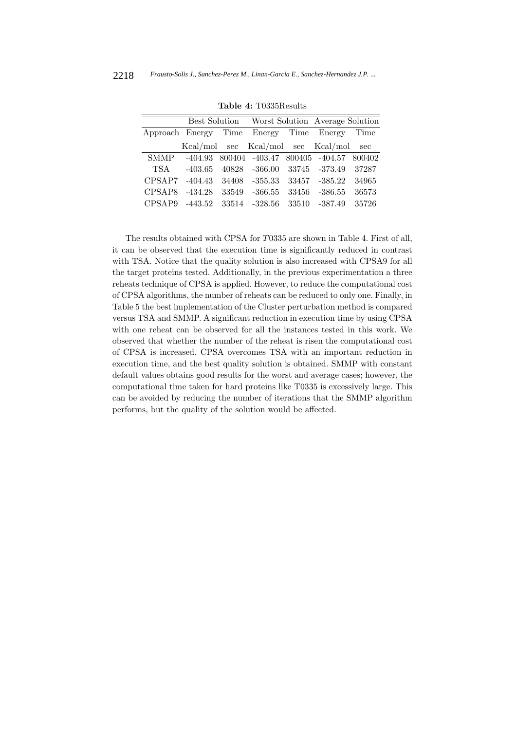**Table 4:** T0335Results

| | Best Solution | | Worst Solution | | Average Solution | |
|---|---|---|---|---|---|---|
| Approach | Energy | Time | Energy | Time | Energy | Time |
| | Kcal/mol | sec | Kcal/mol | sec | Kcal/mol | sec |
| SMMP | -404.93 | 800404 | -403.47 | 800405 | -404.57 | 800402 |
| TSA | -403.65 | 40828 | -366.00 | 33745 | -373.49 | 37287 |
| CPSAP7 | -404.43 | 34408 | -355.33 | 33457 | -385.22 | 34965 |
| CPSAP8 | -434.28 | 33549 | -366.55 | 33456 | -386.55 | 36573 |
| CPSAP9 | -443.52 | 33514 | -328.56 | 33510 | -387.49 | 35726 |

The results obtained with CPSA for $T0335$ are shown in Table 4. First of all, it can be observed that the execution time is significantly reduced in contrast with TSA. Notice that the quality solution is also increased with CPSA9 for all the target proteins tested. Additionally, in the previous experimentation a three reheats technique of CPSA is applied. However, to reduce the computational cost of CPSA algorithms, the number of reheats can be reduced to only one. Finally, in Table 5 the best implementation of the Cluster perturbation method is compared versus TSA and SMMP. A significant reduction in execution time by using CPSA with one reheat can be observed for all the instances tested in this work. We observed that whether the number of the reheat is risen the computational cost of CPSA is increased. CPSA overcomes TSA with an important reduction in execution time, and the best quality solution is obtained. SMMP with constant default values obtains good results for the worst and average cases; however, the computational time taken for hard proteins like T0335 is excessively large. This can be avoided by reducing the number of iterations that the SMMP algorithm performs, but the quality of the solution would be affected.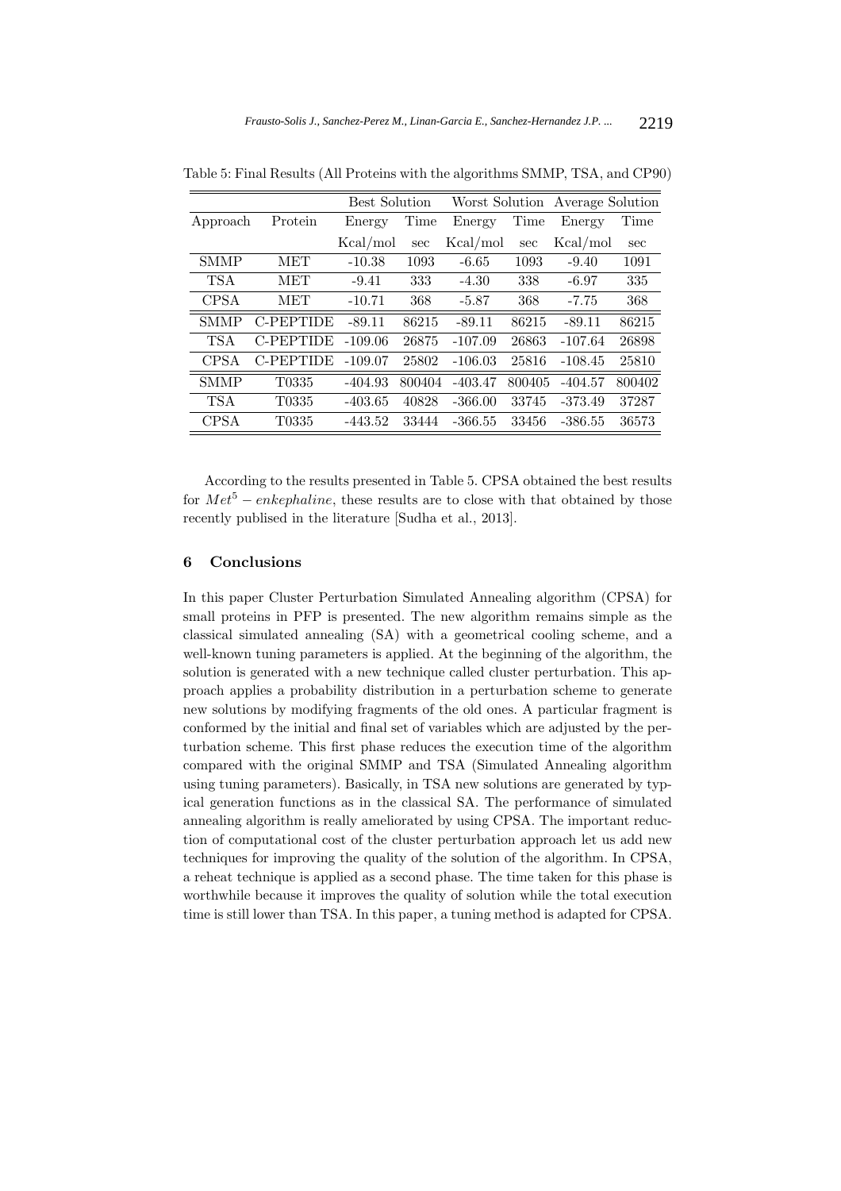Table 5: Final Results (All Proteins with the algorithms SMMP, TSA, and CP90)

| | | Best Solution | | Worst Solution | | Average Solution | |
|---|---|---|---|---|---|---|---|
| Approach | Protein | Energy | Time | Energy | Time | Energy | Time |
| | | Kcal/mol | sec | Kcal/mol | sec | Kcal/mol | sec |
| SMMP | MET | -10.38 | 1093 | -6.65 | 1093 | -9.40 | 1091 |
| TSA | MET | -9.41 | 333 | -4.30 | 338 | -6.97 | 335 |
| CPSA | MET | -10.71 | 368 | -5.87 | 368 | -7.75 | 368 |
| SMMP | C-PEPTIDE | -89.11 | 86215 | -89.11 | 86215 | -89.11 | 86215 |
| TSA | C-PEPTIDE | -109.06 | 26875 | -107.09 | 26863 | -107.64 | 26898 |
| CPSA | C-PEPTIDE | -109.07 | 25802 | -106.03 | 25816 | -108.45 | 25810 |
| SMMP | T0335 | -404.93 | 800404 | -403.47 | 800405 | -404.57 | 800402 |
| TSA | T0335 | -403.65 | 40828 | -366.00 | 33745 | -373.49 | 37287 |
| CPSA | T0335 | -443.52 | 33444 | -366.55 | 33456 | -386.55 | 36573 |

According to the results presented in Table 5. CPSA obtained the best results for $Met^5 - enkephaline$, these results are to close with that obtained by those recently publised in the literature [Sudha et al., 2013].

## 6 Conclusions

In this paper Cluster Perturbation Simulated Annealing algorithm (CPSA) for small proteins in PFP is presented. The new algorithm remains simple as the classical simulated annealing (SA) with a geometrical cooling scheme, and a well-known tuning parameters is applied. At the beginning of the algorithm, the solution is generated with a new technique called cluster perturbation. This approach applies a probability distribution in a perturbation scheme to generate new solutions by modifying fragments of the old ones. A particular fragment is conformed by the initial and final set of variables which are adjusted by the perturbation scheme. This first phase reduces the execution time of the algorithm compared with the original SMMP and TSA (Simulated Annealing algorithm using tuning parameters). Basically, in TSA new solutions are generated by typical generation functions as in the classical SA. The performance of simulated annealing algorithm is really ameliorated by using CPSA. The important reduction of computational cost of the cluster perturbation approach let us add new techniques for improving the quality of the solution of the algorithm. In CPSA, a reheat technique is applied as a second phase. The time taken for this phase is worthwhile because it improves the quality of solution while the total execution time is still lower than TSA. In this paper, a tuning method is adapted for CPSA.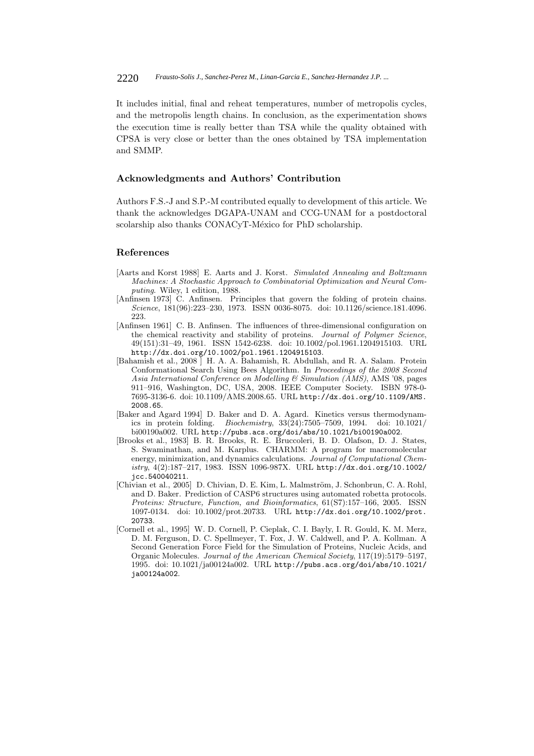It includes initial, final and reheat temperatures, number of metropolis cycles, and the metropolis length chains. In conclusion, as the experimentation shows the execution time is really better than TSA while the quality obtained with CPSA is very close or better than the ones obtained by TSA implementation and SMMP.

## Acknowledgments and Authors' Contribution

Authors F.S.-J and S.P.-M contributed equally to development of this article. We thank the acknowledges DGAPA-UNAM and CCG-UNAM for a postdoctoral scolarship also thanks CONACyT-México for PhD scholarship.

## References

[Aarts and Korst 1988] E. Aarts and J. Korst. *Simulated Annealing and Boltzmann Machines: A Stochastic Approach to Combinatorial Optimization and Neural Computing*. Wiley, 1 edition, 1988.

[Anfinsen 1973] C. Anfinsen. Principles that govern the folding of protein chains. *Science*, 181(96):223–230, 1973. ISSN 0036-8075. doi: 10.1126/science.181.4096.223.

[Anfinsen 1961] C. B. Anfinsen. The influences of three-dimensional configuration on the chemical reactivity and stability of proteins. *Journal of Polymer Science*, 49(151):31–49, 1961. ISSN 1542-6238. doi: 10.1002/pol.1961.1204915103. URL http://dx.doi.org/10.1002/pol.1961.1204915103.

[Bahamish et al., 2008 ] H. A. A. Bahamish, R. Abdullah, and R. A. Salam. Protein Conformational Search Using Bees Algorithm. In *Proceedings of the 2008 Second Asia International Conference on Modelling & Simulation (AMS)*, AMS '08, pages 911–916, Washington, DC, USA, 2008. IEEE Computer Society. ISBN 978-0-7695-3136-6. doi: 10.1109/AMS.2008.65. URL http://dx.doi.org/10.1109/AMS.2008.65.

[Baker and Agard 1994] D. Baker and D. A. Agard. Kinetics versus thermodynamics in protein folding. *Biochemistry*, 33(24):7505–7509, 1994. doi: 10.1021/bi00190a002. URL http://pubs.acs.org/doi/abs/10.1021/bi00190a002.

[Brooks et al., 1983] B. R. Brooks, R. E. Bruccoleri, B. D. Olafson, D. J. States, S. Swaminathan, and M. Karplus. CHARMM: A program for macromolecular energy, minimization, and dynamics calculations. *Journal of Computational Chemistry*, 4(2):187–217, 1983. ISSN 1096-987X. URL http://dx.doi.org/10.1002/jcc.540040211.

[Chivian et al., 2005] D. Chivian, D. E. Kim, L. Malmström, J. Schonbrun, C. A. Rohl, and D. Baker. Prediction of CASP6 structures using automated robetta protocols. *Proteins: Structure, Function, and Bioinformatics*, 61(S7):157–166, 2005. ISSN 1097-0134. doi: 10.1002/prot.20733. URL http://dx.doi.org/10.1002/prot.20733.

[Cornell et al., 1995] W. D. Cornell, P. Cieplak, C. I. Bayly, I. R. Gould, K. M. Merz, D. M. Ferguson, D. C. Spellmeyer, T. Fox, J. W. Caldwell, and P. A. Kollman. A Second Generation Force Field for the Simulation of Proteins, Nucleic Acids, and Organic Molecules. *Journal of the American Chemical Society*, 117(19):5179–5197, 1995. doi: 10.1021/ja00124a002. URL http://pubs.acs.org/doi/abs/10.1021/ja00124a002.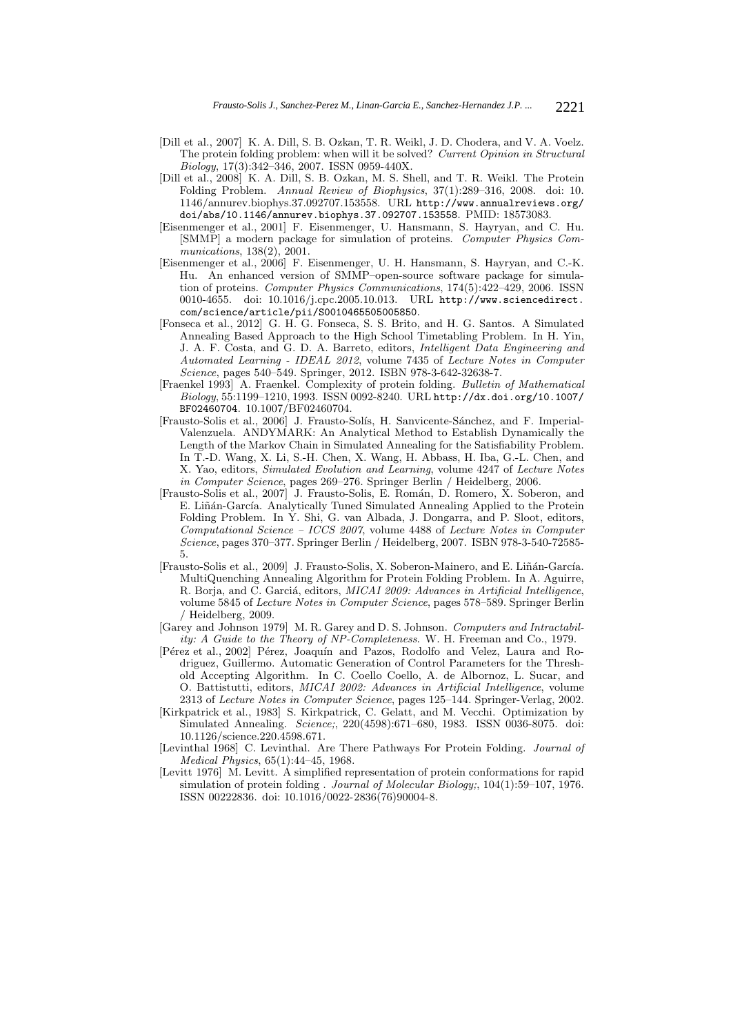[Dill et al., 2007] K. A. Dill, S. B. Ozkan, T. R. Weikl, J. D. Chodera, and V. A. Voelz. The protein folding problem: when will it be solved? *Current Opinion in Structural Biology*, 17(3):342–346, 2007. ISSN 0959-440X.

[Dill et al., 2008] K. A. Dill, S. B. Ozkan, M. S. Shell, and T. R. Weikl. The Protein Folding Problem. *Annual Review of Biophysics*, 37(1):289–316, 2008. doi: 10.1146/annurev.biophys.37.092707.153558. URL `http://www.annualreviews.org/doi/abs/10.1146/annurev.biophys.37.092707.153558`. PMID: 18573083.

[Eisenmenger et al., 2001] F. Eisenmenger, U. Hansmann, S. Hayryan, and C. Hu. [SMMP] a modern package for simulation of proteins. *Computer Physics Communications*, 138(2), 2001.

[Eisenmenger et al., 2006] F. Eisenmenger, U. H. Hansmann, S. Hayryan, and C.-K. Hu. An enhanced version of SMMP–open-source software package for simulation of proteins. *Computer Physics Communications*, 174(5):422–429, 2006. ISSN 0010-4655. doi: 10.1016/j.cpc.2005.10.013. URL `http://www.sciencedirect.com/science/article/pii/S0010465505005850`.

[Fonseca et al., 2012] G. H. G. Fonseca, S. S. Brito, and H. G. Santos. A Simulated Annealing Based Approach to the High School Timetabling Problem. In H. Yin, J. A. F. Costa, and G. D. A. Barreto, editors, *Intelligent Data Engineering and Automated Learning - IDEAL 2012*, volume 7435 of *Lecture Notes in Computer Science*, pages 540–549. Springer, 2012. ISBN 978-3-642-32638-7.

[Fraenkel 1993] A. Fraenkel. Complexity of protein folding. *Bulletin of Mathematical Biology*, 55:1199–1210, 1993. ISSN 0092-8240. URL `http://dx.doi.org/10.1007/BF02460704`. 10.1007/BF02460704.

[Frausto-Solis et al., 2006] J. Frausto-Solís, H. Sanvicente-Sánchez, and F. Imperial-Valenzuela. ANDYMARK: An Analytical Method to Establish Dynamically the Length of the Markov Chain in Simulated Annealing for the Satisfiability Problem. In T.-D. Wang, X. Li, S.-H. Chen, X. Wang, H. Abbass, H. Iba, G.-L. Chen, and X. Yao, editors, *Simulated Evolution and Learning*, volume 4247 of *Lecture Notes in Computer Science*, pages 269–276. Springer Berlin / Heidelberg, 2006.

[Frausto-Solis et al., 2007] J. Frausto-Solis, E. Román, D. Romero, X. Soberon, and E. Liñán-García. Analytically Tuned Simulated Annealing Applied to the Protein Folding Problem. In Y. Shi, G. van Albada, J. Dongarra, and P. Sloot, editors, *Computational Science – ICCS 2007*, volume 4488 of *Lecture Notes in Computer Science*, pages 370–377. Springer Berlin / Heidelberg, 2007. ISBN 978-3-540-72585-5.

[Frausto-Solis et al., 2009] J. Frausto-Solis, X. Soberon-Mainero, and E. Liñán-García. MultiQuenching Annealing Algorithm for Protein Folding Problem. In A. Aguirre, R. Borja, and C. Garciá, editors, *MICAI 2009: Advances in Artificial Intelligence*, volume 5845 of *Lecture Notes in Computer Science*, pages 578–589. Springer Berlin / Heidelberg, 2009.

[Garey and Johnson 1979] M. R. Garey and D. S. Johnson. *Computers and Intractability: A Guide to the Theory of NP-Completeness*. W. H. Freeman and Co., 1979.

[Pérez et al., 2002] Pérez, Joaquín and Pazos, Rodolfo and Velez, Laura and Rodriguez, Guillermo. Automatic Generation of Control Parameters for the Threshold Accepting Algorithm. In C. Coello Coello, A. de Albornoz, L. Sucar, and O. Battistutti, editors, *MICAI 2002: Advances in Artificial Intelligence*, volume 2313 of *Lecture Notes in Computer Science*, pages 125–144. Springer-Verlag, 2002.

[Kirkpatrick et al., 1983] S. Kirkpatrick, C. Gelatt, and M. Vecchi. Optimization by Simulated Annealing. *Science;*, 220(4598):671–680, 1983. ISSN 0036-8075. doi: 10.1126/science.220.4598.671.

[Levinthal 1968] C. Levinthal. Are There Pathways For Protein Folding. *Journal of Medical Physics*, 65(1):44–45, 1968.

[Levitt 1976] M. Levitt. A simplified representation of protein conformations for rapid simulation of protein folding . *Journal of Molecular Biology;*, 104(1):59–107, 1976. ISSN 00222836. doi: 10.1016/0022-2836(76)90004-8.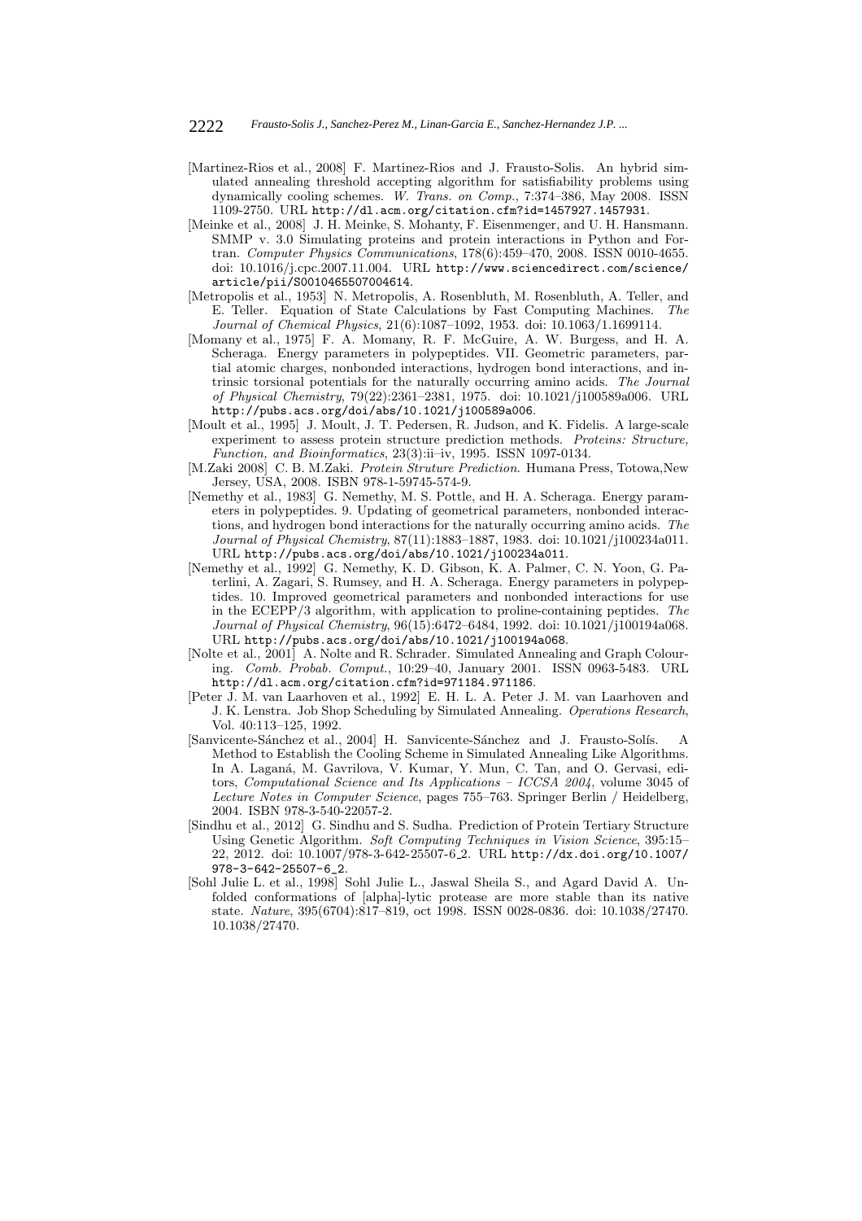[Martinez-Rios et al., 2008] F. Martinez-Rios and J. Frausto-Solis. An hybrid simulated annealing threshold accepting algorithm for satisfiability problems using dynamically cooling schemes. *W. Trans. on Comp.*, 7:374–386, May 2008. ISSN 1109-2750. URL http://dl.acm.org/citation.cfm?id=1457927.1457931.

[Meinke et al., 2008] J. H. Meinke, S. Mohanty, F. Eisenmenger, and U. H. Hansmann. SMMP v. 3.0 Simulating proteins and protein interactions in Python and Fortran. *Computer Physics Communications*, 178(6):459–470, 2008. ISSN 0010-4655. doi: 10.1016/j.cpc.2007.11.004. URL http://www.sciencedirect.com/science/article/pii/S0010465507004614.

[Metropolis et al., 1953] N. Metropolis, A. Rosenbluth, M. Rosenbluth, A. Teller, and E. Teller. Equation of State Calculations by Fast Computing Machines. *The Journal of Chemical Physics*, 21(6):1087–1092, 1953. doi: 10.1063/1.1699114.

[Momany et al., 1975] F. A. Momany, R. F. McGuire, A. W. Burgess, and H. A. Scheraga. Energy parameters in polypeptides. VII. Geometric parameters, partial atomic charges, nonbonded interactions, hydrogen bond interactions, and intrinsic torsional potentials for the naturally occurring amino acids. *The Journal of Physical Chemistry*, 79(22):2361–2381, 1975. doi: 10.1021/j100589a006. URL http://pubs.acs.org/doi/abs/10.1021/j100589a006.

[Moult et al., 1995] J. Moult, J. T. Pedersen, R. Judson, and K. Fidelis. A large-scale experiment to assess protein structure prediction methods. *Proteins: Structure, Function, and Bioinformatics*, 23(3):ii–iv, 1995. ISSN 1097-0134.

[M.Zaki 2008] C. B. M.Zaki. *Protein Struture Prediction*. Humana Press, Totowa,New Jersey, USA, 2008. ISBN 978-1-59745-574-9.

[Nemethy et al., 1983] G. Nemethy, M. S. Pottle, and H. A. Scheraga. Energy parameters in polypeptides. 9. Updating of geometrical parameters, nonbonded interactions, and hydrogen bond interactions for the naturally occurring amino acids. *The Journal of Physical Chemistry*, 87(11):1883–1887, 1983. doi: 10.1021/j100234a011. URL http://pubs.acs.org/doi/abs/10.1021/j100234a011.

[Nemethy et al., 1992] G. Nemethy, K. D. Gibson, K. A. Palmer, C. N. Yoon, G. Paterlini, A. Zagari, S. Rumsey, and H. A. Scheraga. Energy parameters in polypeptides. 10. Improved geometrical parameters and nonbonded interactions for use in the ECEPP/3 algorithm, with application to proline-containing peptides. *The Journal of Physical Chemistry*, 96(15):6472–6484, 1992. doi: 10.1021/j100194a068. URL http://pubs.acs.org/doi/abs/10.1021/j100194a068.

[Nolte et al., 2001] A. Nolte and R. Schrader. Simulated Annealing and Graph Colouring. *Comb. Probab. Comput.*, 10:29–40, January 2001. ISSN 0963-5483. URL http://dl.acm.org/citation.cfm?id=971184.971186.

[Peter J. M. van Laarhoven et al., 1992] E. H. L. A. Peter J. M. van Laarhoven and J. K. Lenstra. Job Shop Scheduling by Simulated Annealing. *Operations Research*, Vol. 40:113–125, 1992.

[Sanvicente-Sánchez et al., 2004] H. Sanvicente-Sánchez and J. Frausto-Solís. A Method to Establish the Cooling Scheme in Simulated Annealing Like Algorithms. In A. Laganá, M. Gavrilova, V. Kumar, Y. Mun, C. Tan, and O. Gervasi, editors, *Computational Science and Its Applications – ICCSA 2004*, volume 3045 of *Lecture Notes in Computer Science*, pages 755–763. Springer Berlin / Heidelberg, 2004. ISBN 978-3-540-22057-2.

[Sindhu et al., 2012] G. Sindhu and S. Sudha. Prediction of Protein Tertiary Structure Using Genetic Algorithm. *Soft Computing Techniques in Vision Science*, 395:15–22, 2012. doi: 10.1007/978-3-642-25507-6_2. URL http://dx.doi.org/10.1007/978-3-642-25507-6_2.

[Sohl Julie L. et al., 1998] Sohl Julie L., Jaswal Sheila S., and Agard David A. Unfolded conformations of [alpha]-lytic protease are more stable than its native state. *Nature*, 395(6704):817–819, oct 1998. ISSN 0028-0836. doi: 10.1038/27470. 10.1038/27470.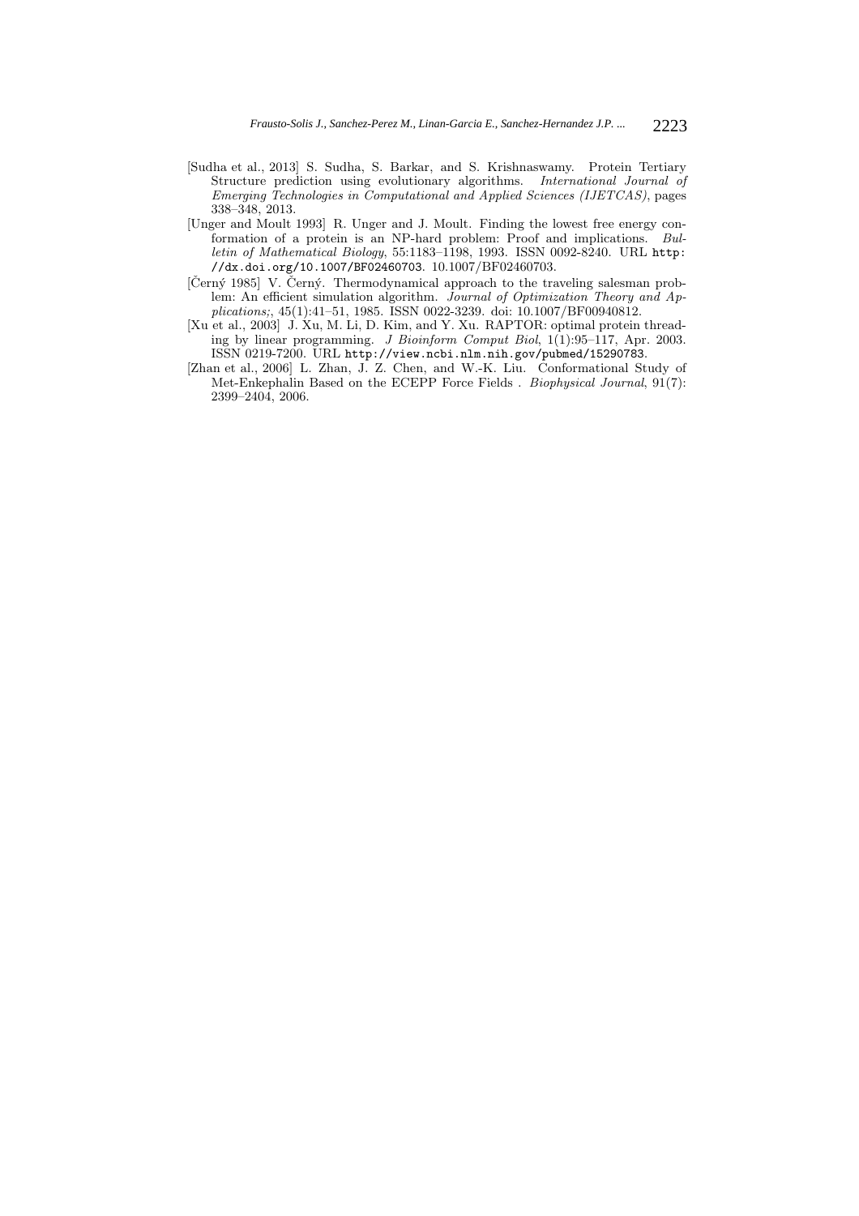[Sudha et al., 2013] S. Sudha, S. Barkar, and S. Krishnaswamy. Protein Tertiary Structure prediction using evolutionary algorithms. *International Journal of Emerging Technologies in Computational and Applied Sciences (IJETCAS)*, pages 338–348, 2013.

[Unger and Moult 1993] R. Unger and J. Moult. Finding the lowest free energy conformation of a protein is an NP-hard problem: Proof and implications. *Bulletin of Mathematical Biology*, 55:1183–1198, 1993. ISSN 0092-8240. URL `http://dx.doi.org/10.1007/BF02460703`. 10.1007/BF02460703.

[Černý 1985] V. Černý. Thermodynamical approach to the traveling salesman problem: An efficient simulation algorithm. *Journal of Optimization Theory and Applications;*, 45(1):41–51, 1985. ISSN 0022-3239. doi: 10.1007/BF00940812.

[Xu et al., 2003] J. Xu, M. Li, D. Kim, and Y. Xu. RAPTOR: optimal protein threading by linear programming. *J Bioinform Comput Biol*, 1(1):95–117, Apr. 2003. ISSN 0219-7200. URL `http://view.ncbi.nlm.nih.gov/pubmed/15290783`.

[Zhan et al., 2006] L. Zhan, J. Z. Chen, and W.-K. Liu. Conformational Study of Met-Enkephalin Based on the ECEPP Force Fields . *Biophysical Journal*, 91(7): 2399–2404, 2006.